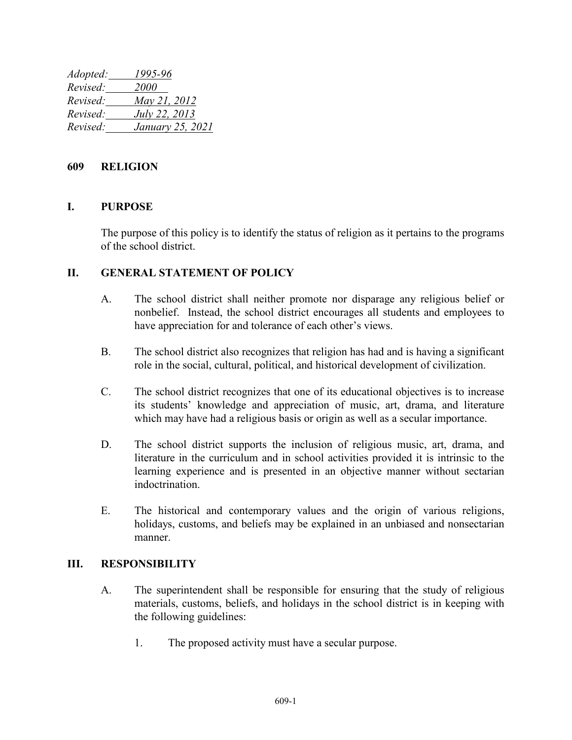*Adopted: 1995-96*
*Revised: 2000*
*Revised: May 21, 2012*
*Revised: July 22, 2013*
*Revised: January 25, 2021*

# 609 RELIGION

## I. PURPOSE

The purpose of this policy is to identify the status of religion as it pertains to the programs of the school district.

## II. GENERAL STATEMENT OF POLICY

A. The school district shall neither promote nor disparage any religious belief or nonbelief. Instead, the school district encourages all students and employees to have appreciation for and tolerance of each other's views.

B. The school district also recognizes that religion has had and is having a significant role in the social, cultural, political, and historical development of civilization.

C. The school district recognizes that one of its educational objectives is to increase its students' knowledge and appreciation of music, art, drama, and literature which may have had a religious basis or origin as well as a secular importance.

D. The school district supports the inclusion of religious music, art, drama, and literature in the curriculum and in school activities provided it is intrinsic to the learning experience and is presented in an objective manner without sectarian indoctrination.

E. The historical and contemporary values and the origin of various religions, holidays, customs, and beliefs may be explained in an unbiased and nonsectarian manner.

## III. RESPONSIBILITY

A. The superintendent shall be responsible for ensuring that the study of religious materials, customs, beliefs, and holidays in the school district is in keeping with the following guidelines:

1. The proposed activity must have a secular purpose.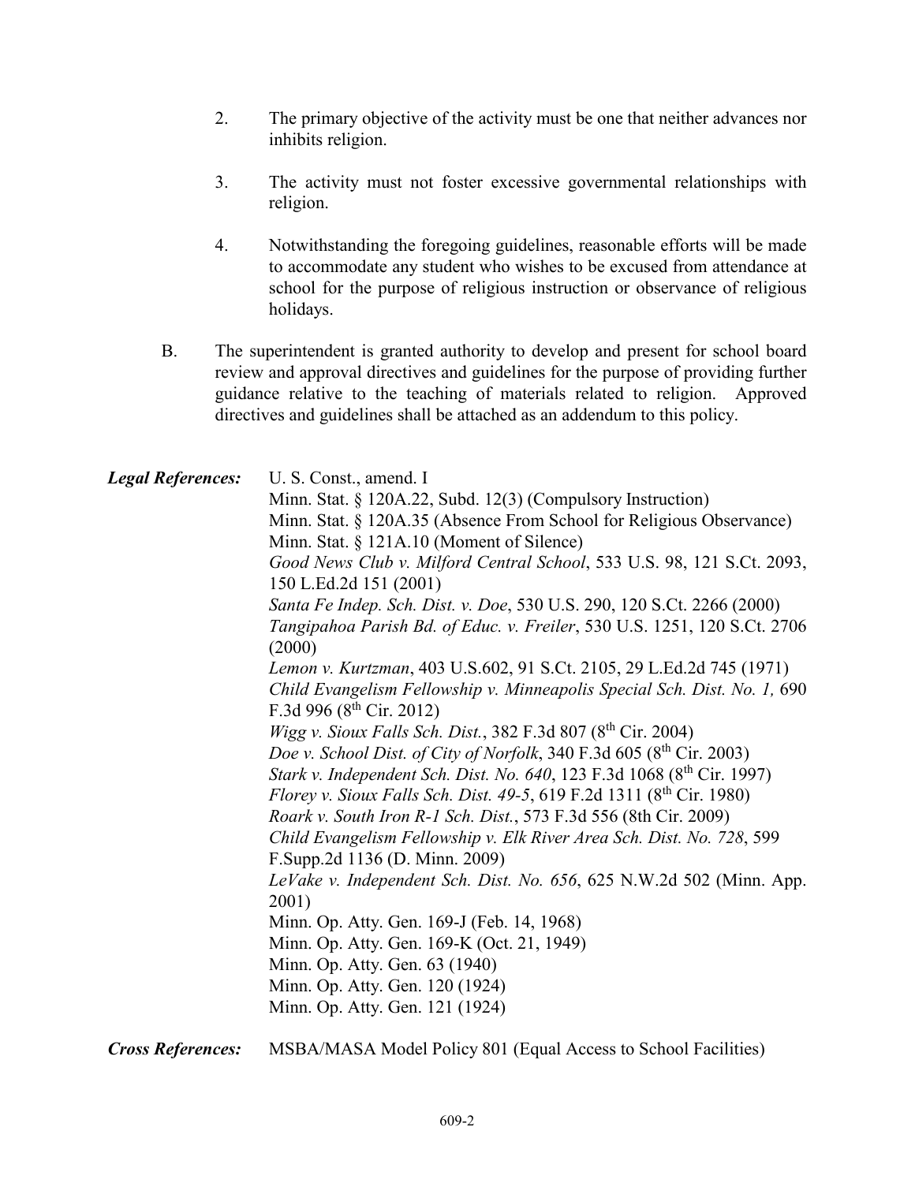2. The primary objective of the activity must be one that neither advances nor inhibits religion.

3. The activity must not foster excessive governmental relationships with religion.

4. Notwithstanding the foregoing guidelines, reasonable efforts will be made to accommodate any student who wishes to be excused from attendance at school for the purpose of religious instruction or observance of religious holidays.

B. The superintendent is granted authority to develop and present for school board review and approval directives and guidelines for the purpose of providing further guidance relative to the teaching of materials related to religion. Approved directives and guidelines shall be attached as an addendum to this policy.

***Legal References:***

U. S. Const., amend. I
Minn. Stat. § 120A.22, Subd. 12(3) (Compulsory Instruction)
Minn. Stat. § 120A.35 (Absence From School for Religious Observance)
Minn. Stat. § 121A.10 (Moment of Silence)
*Good News Club v. Milford Central School*, 533 U.S. 98, 121 S.Ct. 2093, 150 L.Ed.2d 151 (2001)
*Santa Fe Indep. Sch. Dist. v. Doe*, 530 U.S. 290, 120 S.Ct. 2266 (2000)
*Tangipahoa Parish Bd. of Educ. v. Freiler*, 530 U.S. 1251, 120 S.Ct. 2706 (2000)
*Lemon v. Kurtzman*, 403 U.S.602, 91 S.Ct. 2105, 29 L.Ed.2d 745 (1971)
*Child Evangelism Fellowship v. Minneapolis Special Sch. Dist. No. 1,* 690 F.3d 996 (8th Cir. 2012)
*Wigg v. Sioux Falls Sch. Dist.*, 382 F.3d 807 (8th Cir. 2004)
*Doe v. School Dist. of City of Norfolk*, 340 F.3d 605 (8th Cir. 2003)
*Stark v. Independent Sch. Dist. No. 640*, 123 F.3d 1068 (8th Cir. 1997)
*Florey v. Sioux Falls Sch. Dist. 49-5*, 619 F.2d 1311 (8th Cir. 1980)
*Roark v. South Iron R-1 Sch. Dist.*, 573 F.3d 556 (8th Cir. 2009)
*Child Evangelism Fellowship v. Elk River Area Sch. Dist. No. 728*, 599 F.Supp.2d 1136 (D. Minn. 2009)
*LeVake v. Independent Sch. Dist. No. 656*, 625 N.W.2d 502 (Minn. App. 2001)
Minn. Op. Atty. Gen. 169-J (Feb. 14, 1968)
Minn. Op. Atty. Gen. 169-K (Oct. 21, 1949)
Minn. Op. Atty. Gen. 63 (1940)
Minn. Op. Atty. Gen. 120 (1924)
Minn. Op. Atty. Gen. 121 (1924)

***Cross References:*** MSBA/MASA Model Policy 801 (Equal Access to School Facilities)